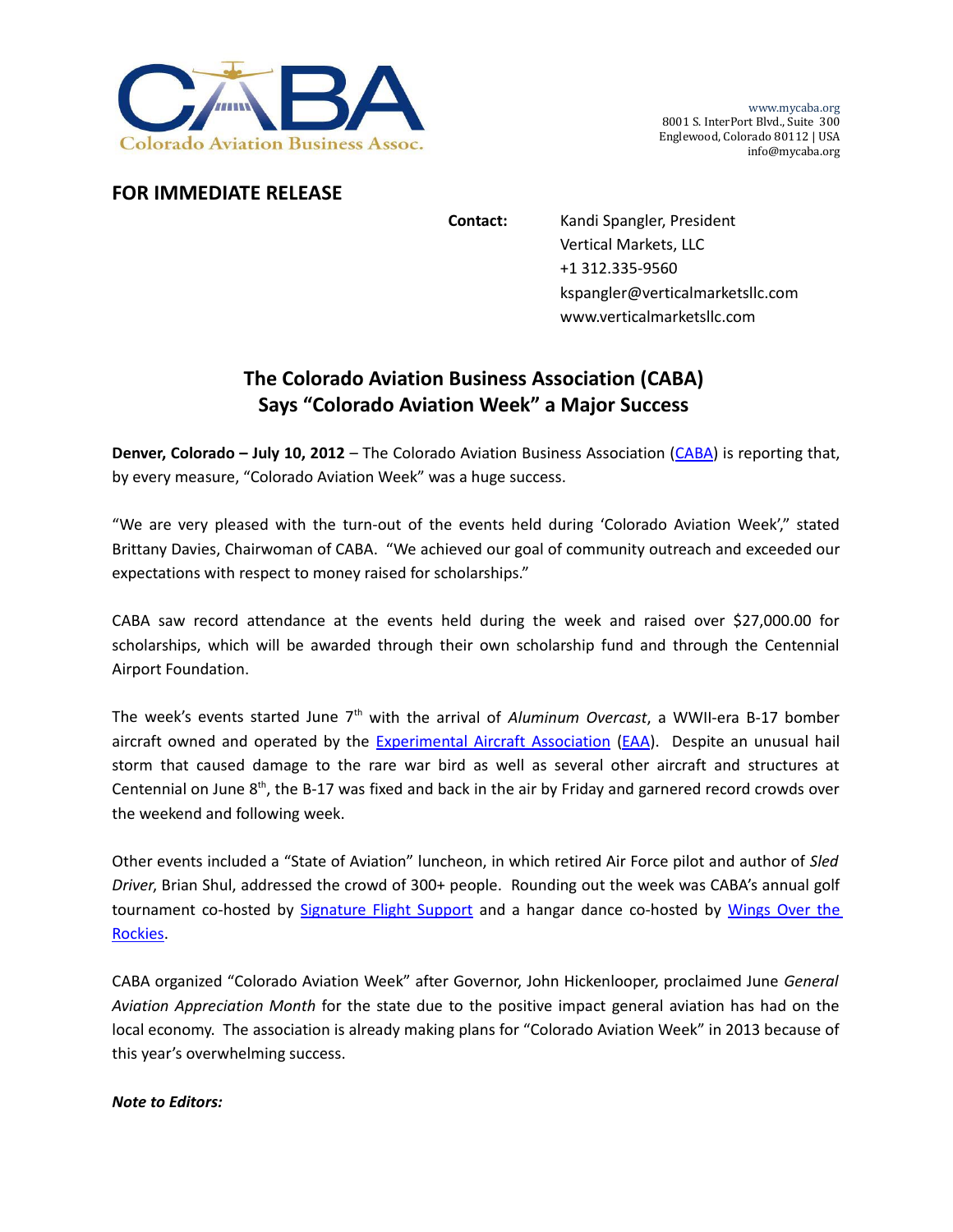Colorado Aviation Business Assoc.

www.mycaba.org
8001 S. InterPort Blvd., Suite 300
Englewood, Colorado 80112 | USA
info@mycaba.org

**FOR IMMEDIATE RELEASE**

**Contact:** Kandi Spangler, President
Vertical Markets, LLC
+1 312.335-9560
kspangler@verticalmarketsllc.com
www.verticalmarketsllc.com

## The Colorado Aviation Business Association (CABA) Says "Colorado Aviation Week" a Major Success

**Denver, Colorado – July 10, 2012** – The Colorado Aviation Business Association (CABA) is reporting that, by every measure, "Colorado Aviation Week" was a huge success.

"We are very pleased with the turn-out of the events held during 'Colorado Aviation Week'," stated Brittany Davies, Chairwoman of CABA. "We achieved our goal of community outreach and exceeded our expectations with respect to money raised for scholarships."

CABA saw record attendance at the events held during the week and raised over $27,000.00 for scholarships, which will be awarded through their own scholarship fund and through the Centennial Airport Foundation.

The week's events started June 7th with the arrival of *Aluminum Overcast*, a WWII-era B-17 bomber aircraft owned and operated by the Experimental Aircraft Association (EAA). Despite an unusual hail storm that caused damage to the rare war bird as well as several other aircraft and structures at Centennial on June 8th, the B-17 was fixed and back in the air by Friday and garnered record crowds over the weekend and following week.

Other events included a "State of Aviation" luncheon, in which retired Air Force pilot and author of *Sled Driver*, Brian Shul, addressed the crowd of 300+ people. Rounding out the week was CABA's annual golf tournament co-hosted by Signature Flight Support and a hangar dance co-hosted by Wings Over the Rockies.

CABA organized "Colorado Aviation Week" after Governor, John Hickenlooper, proclaimed June *General Aviation Appreciation Month* for the state due to the positive impact general aviation has had on the local economy. The association is already making plans for "Colorado Aviation Week" in 2013 because of this year's overwhelming success.

***Note to Editors:***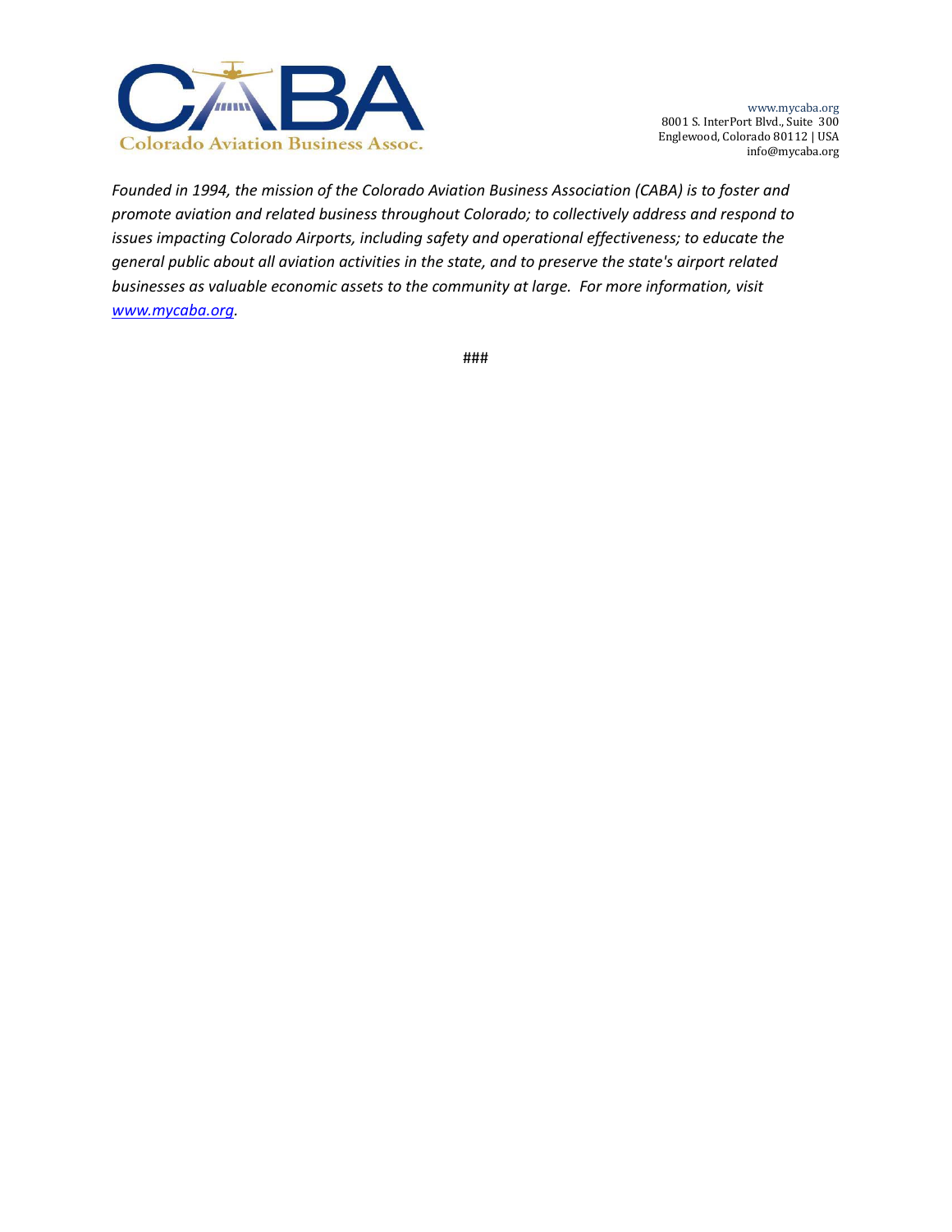www.mycaba.org
8001 S. InterPort Blvd., Suite 300
Englewood, Colorado 80112 | USA
info@mycaba.org

*Founded in 1994, the mission of the Colorado Aviation Business Association (CABA) is to foster and promote aviation and related business throughout Colorado; to collectively address and respond to issues impacting Colorado Airports, including safety and operational effectiveness; to educate the general public about all aviation activities in the state, and to preserve the state's airport related businesses as valuable economic assets to the community at large. For more information, visit [www.mycaba.org](http://www.mycaba.org).*

###